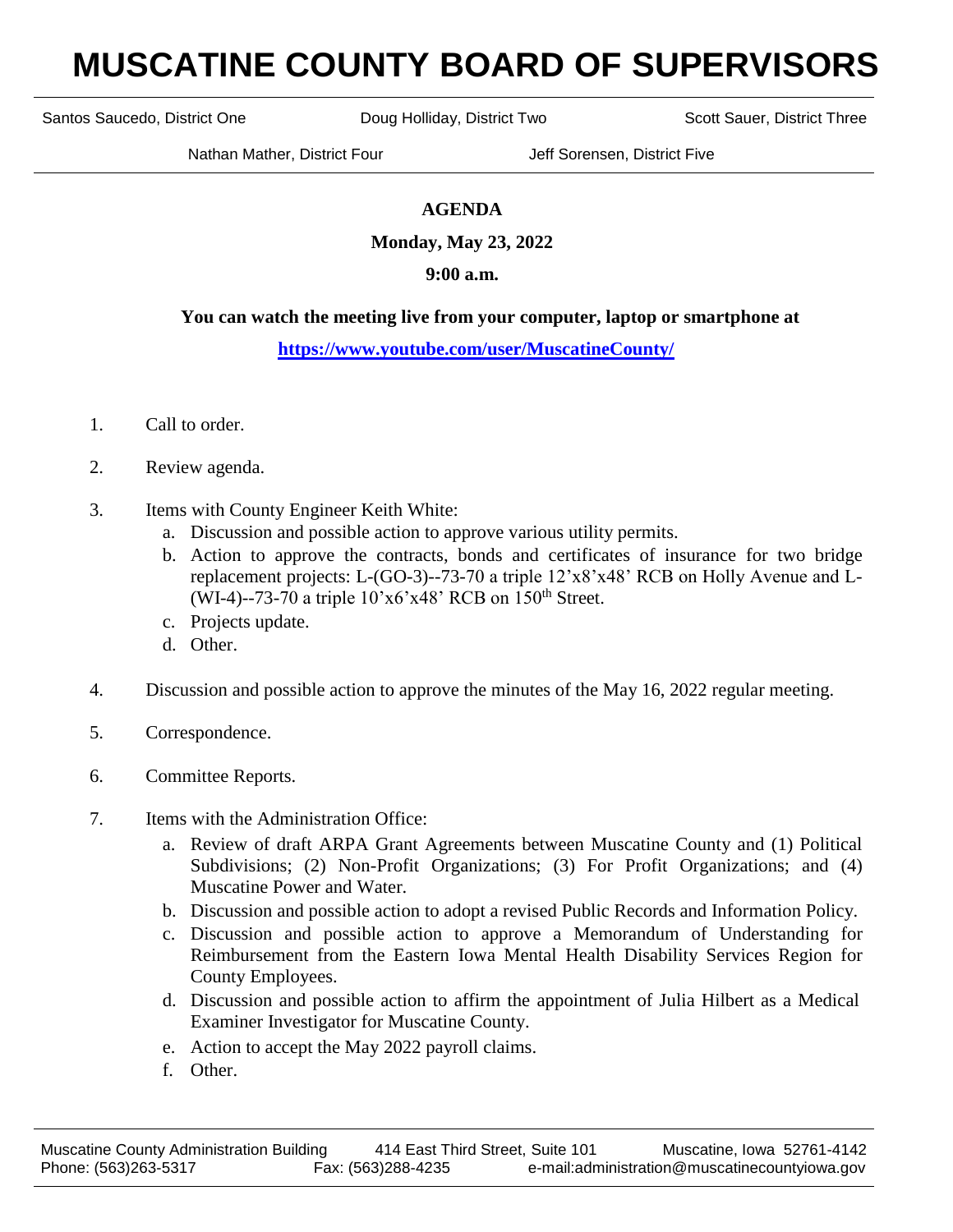# MUSCATINE COUNTY BOARD OF SUPERVISORS

Santos Saucedo, District One    Doug Holliday, District Two    Scott Sauer, District Three

Nathan Mather, District Four    Jeff Sorensen, District Five

**AGENDA**

**Monday, May 23, 2022**

**9:00 a.m.**

**You can watch the meeting live from your computer, laptop or smartphone at**

**https://www.youtube.com/user/MuscatineCounty/**

1. Call to order.
2. Review agenda.
3. Items with County Engineer Keith White:
   a. Discussion and possible action to approve various utility permits.
   b. Action to approve the contracts, bonds and certificates of insurance for two bridge replacement projects: L-(GO-3)--73-70 a triple 12'x8'x48' RCB on Holly Avenue and L-(WI-4)--73-70 a triple 10'x6'x48' RCB on 150th Street.
   c. Projects update.
   d. Other.
4. Discussion and possible action to approve the minutes of the May 16, 2022 regular meeting.
5. Correspondence.
6. Committee Reports.
7. Items with the Administration Office:
   a. Review of draft ARPA Grant Agreements between Muscatine County and (1) Political Subdivisions; (2) Non-Profit Organizations; (3) For Profit Organizations; and (4) Muscatine Power and Water.
   b. Discussion and possible action to adopt a revised Public Records and Information Policy.
   c. Discussion and possible action to approve a Memorandum of Understanding for Reimbursement from the Eastern Iowa Mental Health Disability Services Region for County Employees.
   d. Discussion and possible action to affirm the appointment of Julia Hilbert as a Medical Examiner Investigator for Muscatine County.
   e. Action to accept the May 2022 payroll claims.
   f. Other.

Muscatine County Administration Building    414 East Third Street, Suite 101    Muscatine, Iowa 52761-4142
Phone: (563)263-5317    Fax: (563)288-4235    e-mail:administration@muscatinecountyiowa.gov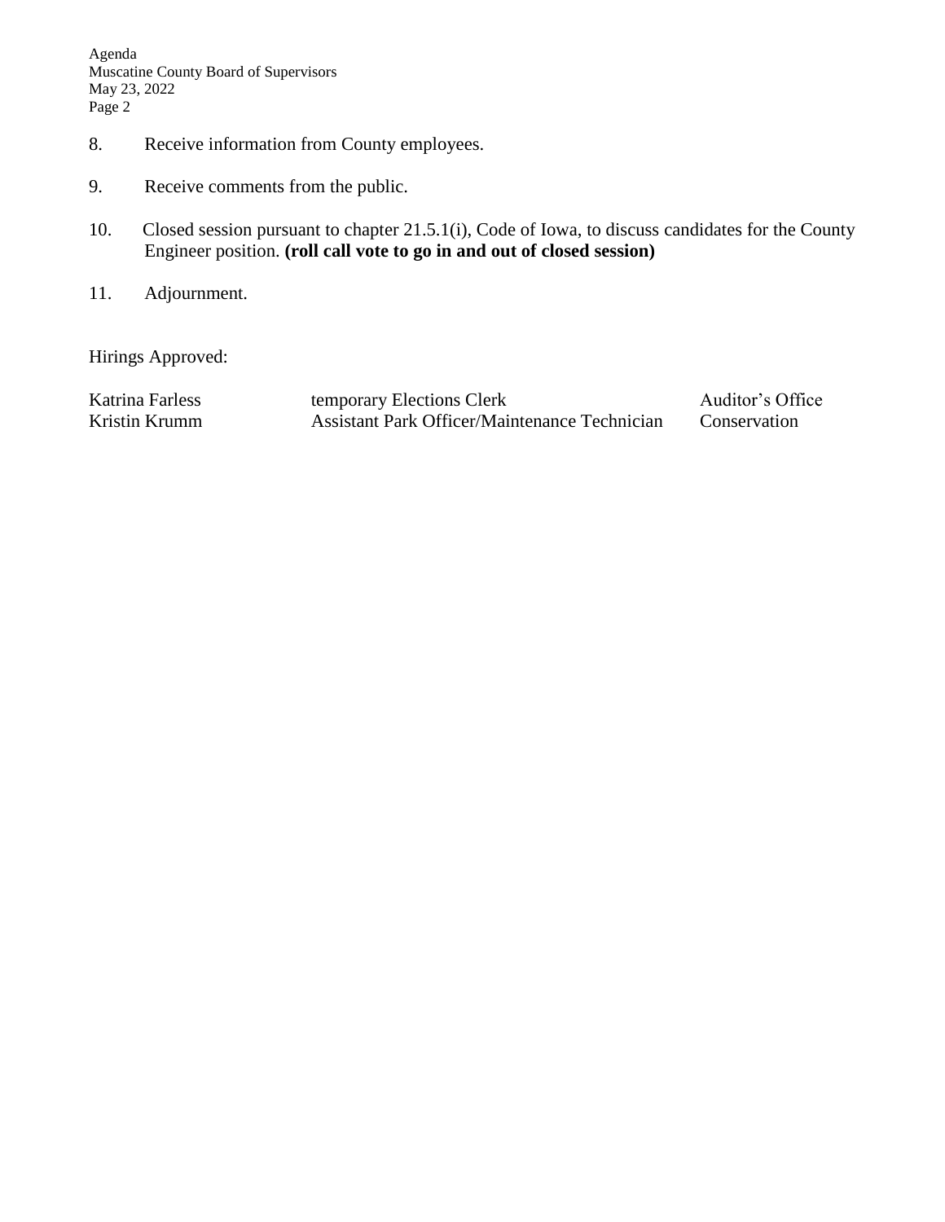8. Receive information from County employees.

9. Receive comments from the public.

10. Closed session pursuant to chapter 21.5.1(i), Code of Iowa, to discuss candidates for the County Engineer position. **(roll call vote to go in and out of closed session)**

11. Adjournment.

Hirings Approved:

| | | |
|---|---|---|
| Katrina Farless | temporary Elections Clerk | Auditor's Office |
| Kristin Krumm | Assistant Park Officer/Maintenance Technician | Conservation |